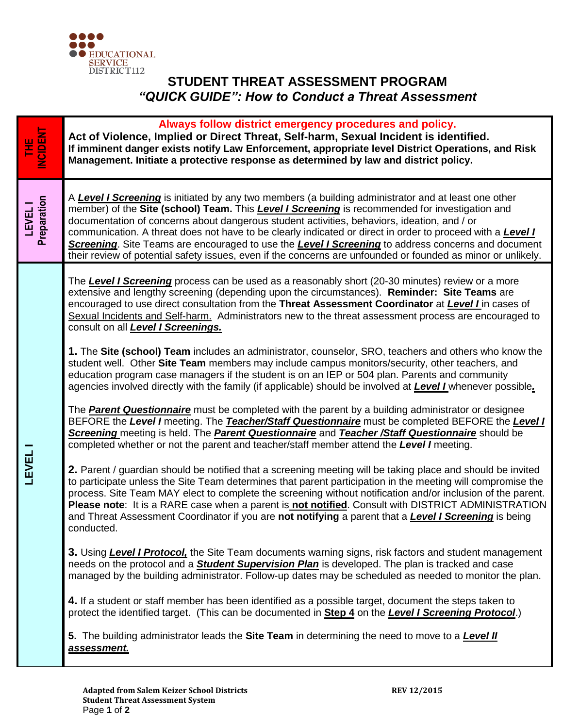EDUCATIONAL SERVICE DISTRICT 112

# STUDENT THREAT ASSESSMENT PROGRAM
## *"QUICK GUIDE": How to Conduct a Threat Assessment*

### THE INCIDENT

**Always follow district emergency procedures and policy.**

**Act of Violence, Implied or Direct Threat, Self-harm, Sexual Incident is identified.**

**If imminent danger exists notify Law Enforcement, appropriate level District Operations, and Risk Management. Initiate a protective response as determined by law and district policy.**

### LEVEL I Preparation

A ***Level I Screening*** is initiated by any two members (a building administrator and at least one other member) of the **Site (school) Team.** This ***Level I Screening*** is recommended for investigation and documentation of concerns about dangerous student activities, behaviors, ideation, and / or communication. A threat does not have to be clearly indicated or direct in order to proceed with a ***Level I Screening***. Site Teams are encouraged to use the ***Level I Screening*** to address concerns and document their review of potential safety issues, even if the concerns are unfounded or founded as minor or unlikely.

### LEVEL I

The ***Level I Screening*** process can be used as a reasonably short (20-30 minutes) review or a more extensive and lengthy screening (depending upon the circumstances). **Reminder: Site Teams** are encouraged to use direct consultation from the **Threat Assessment Coordinator** at ***Level I*** in cases of Sexual Incidents and Self-harm. Administrators new to the threat assessment process are encouraged to consult on all ***Level I Screenings.***

**1.** The **Site (school) Team** includes an administrator, counselor, SRO, teachers and others who know the student well. Other **Site Team** members may include campus monitors/security, other teachers, and education program case managers if the student is on an IEP or 504 plan. Parents and community agencies involved directly with the family (if applicable) should be involved at ***Level I*** whenever possible.

The ***Parent Questionnaire*** must be completed with the parent by a building administrator or designee BEFORE the ***Level I*** meeting. The ***Teacher/Staff Questionnaire*** must be completed BEFORE the ***Level I Screening*** meeting is held. The ***Parent Questionnaire*** and ***Teacher /Staff Questionnaire*** should be completed whether or not the parent and teacher/staff member attend the ***Level I*** meeting.

**2.** Parent / guardian should be notified that a screening meeting will be taking place and should be invited to participate unless the Site Team determines that parent participation in the meeting will compromise the process. Site Team MAY elect to complete the screening without notification and/or inclusion of the parent. **Please note**: It is a RARE case when a parent is **not notified**. Consult with DISTRICT ADMINISTRATION and Threat Assessment Coordinator if you are **not notifying** a parent that a ***Level I Screening*** is being conducted.

**3.** Using ***Level I Protocol,*** the Site Team documents warning signs, risk factors and student management needs on the protocol and a ***Student Supervision Plan*** is developed. The plan is tracked and case managed by the building administrator. Follow-up dates may be scheduled as needed to monitor the plan.

**4.** If a student or staff member has been identified as a possible target, document the steps taken to protect the identified target. (This can be documented in **Step 4** on the ***Level I Screening Protocol***.)

**5.** The building administrator leads the **Site Team** in determining the need to move to a ***Level II assessment.***

**Adapted from Salem Keizer School Districts**
**Student Threat Assessment System**

**REV 12/2015**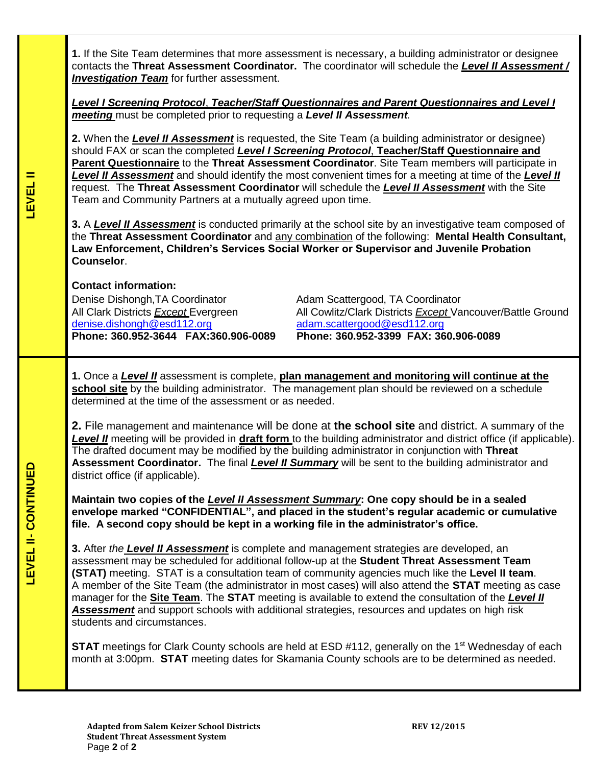## LEVEL II

**1.** If the Site Team determines that more assessment is necessary, a building administrator or designee contacts the **Threat Assessment Coordinator.** The coordinator will schedule the ***Level II Assessment / Investigation Team*** for further assessment.

***Level I Screening Protocol*, *Teacher/Staff Questionnaires and Parent Questionnaires and Level I meeting*** must be completed prior to requesting a ***Level II Assessment.***

**2.** When the ***Level II Assessment*** is requested, the Site Team (a building administrator or designee) should FAX or scan the completed ***Level I Screening Protocol*, Teacher/Staff Questionnaire and Parent Questionnaire** to the **Threat Assessment Coordinator**. Site Team members will participate in ***Level II Assessment*** and should identify the most convenient times for a meeting at time of the ***Level II*** request. The **Threat Assessment Coordinator** will schedule the ***Level II Assessment*** with the Site Team and Community Partners at a mutually agreed upon time.

**3.** A ***Level II Assessment*** is conducted primarily at the school site by an investigative team composed of the **Threat Assessment Coordinator** and any combination of the following: **Mental Health Consultant, Law Enforcement, Children's Services Social Worker or Supervisor and Juvenile Probation Counselor**.

**Contact information:**

Denise Dishongh,TA Coordinator
All Clark Districts *Except* Evergreen
denise.dishongh@esd112.org
**Phone: 360.952-3644 FAX:360.906-0089**

Adam Scattergood, TA Coordinator
All Cowlitz/Clark Districts *Except* Vancouver/Battle Ground
adam.scattergood@esd112.org
**Phone: 360.952-3399 FAX: 360.906-0089**

## LEVEL II- CONTINUED

**1.** Once a ***Level II*** assessment is complete, **plan management and monitoring will continue at the school site** by the building administrator. The management plan should be reviewed on a schedule determined at the time of the assessment or as needed.

**2.** File management and maintenance will be done at **the school site** and district. A summary of the ***Level II*** meeting will be provided in **draft form** to the building administrator and district office (if applicable). The drafted document may be modified by the building administrator in conjunction with **Threat Assessment Coordinator.** The final ***Level II Summary*** will be sent to the building administrator and district office (if applicable).

**Maintain two copies of the *Level II Assessment Summary*: One copy should be in a sealed envelope marked "CONFIDENTIAL", and placed in the student's regular academic or cumulative file. A second copy should be kept in a working file in the administrator's office.**

**3.** After *the* ***Level II Assessment*** is complete and management strategies are developed, an assessment may be scheduled for additional follow-up at the **Student Threat Assessment Team (STAT)** meeting. STAT is a consultation team of community agencies much like the **Level II team**. A member of the Site Team (the administrator in most cases) will also attend the **STAT** meeting as case manager for the **Site Team**. The **STAT** meeting is available to extend the consultation of the ***Level II Assessment*** and support schools with additional strategies, resources and updates on high risk students and circumstances.

**STAT** meetings for Clark County schools are held at ESD #112, generally on the 1st Wednesday of each month at 3:00pm. **STAT** meeting dates for Skamania County schools are to be determined as needed.

**Adapted from Salem Keizer School Districts**
**Student Threat Assessment System**

**REV 12/2015**